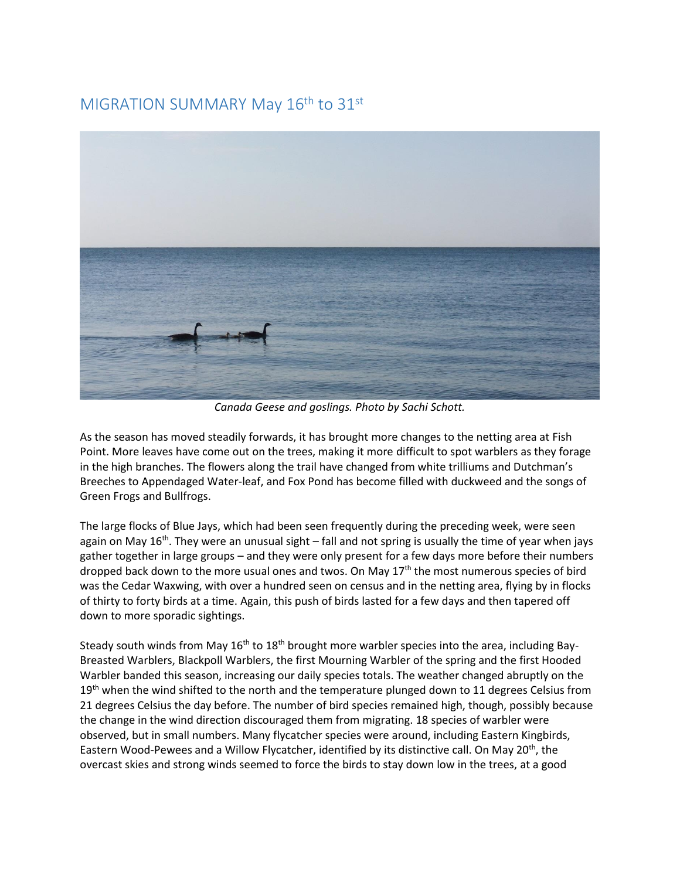# MIGRATION SUMMARY May 16th to 31st

*Canada Geese and goslings. Photo by Sachi Schott.*

As the season has moved steadily forwards, it has brought more changes to the netting area at Fish Point. More leaves have come out on the trees, making it more difficult to spot warblers as they forage in the high branches. The flowers along the trail have changed from white trilliums and Dutchman's Breeches to Appendaged Water-leaf, and Fox Pond has become filled with duckweed and the songs of Green Frogs and Bullfrogs.

The large flocks of Blue Jays, which had been seen frequently during the preceding week, were seen again on May 16th. They were an unusual sight – fall and not spring is usually the time of year when jays gather together in large groups – and they were only present for a few days more before their numbers dropped back down to the more usual ones and twos. On May 17th the most numerous species of bird was the Cedar Waxwing, with over a hundred seen on census and in the netting area, flying by in flocks of thirty to forty birds at a time. Again, this push of birds lasted for a few days and then tapered off down to more sporadic sightings.

Steady south winds from May 16th to 18th brought more warbler species into the area, including Bay-Breasted Warblers, Blackpoll Warblers, the first Mourning Warbler of the spring and the first Hooded Warbler banded this season, increasing our daily species totals. The weather changed abruptly on the 19th when the wind shifted to the north and the temperature plunged down to 11 degrees Celsius from 21 degrees Celsius the day before. The number of bird species remained high, though, possibly because the change in the wind direction discouraged them from migrating. 18 species of warbler were observed, but in small numbers. Many flycatcher species were around, including Eastern Kingbirds, Eastern Wood-Pewees and a Willow Flycatcher, identified by its distinctive call. On May 20th, the overcast skies and strong winds seemed to force the birds to stay down low in the trees, at a good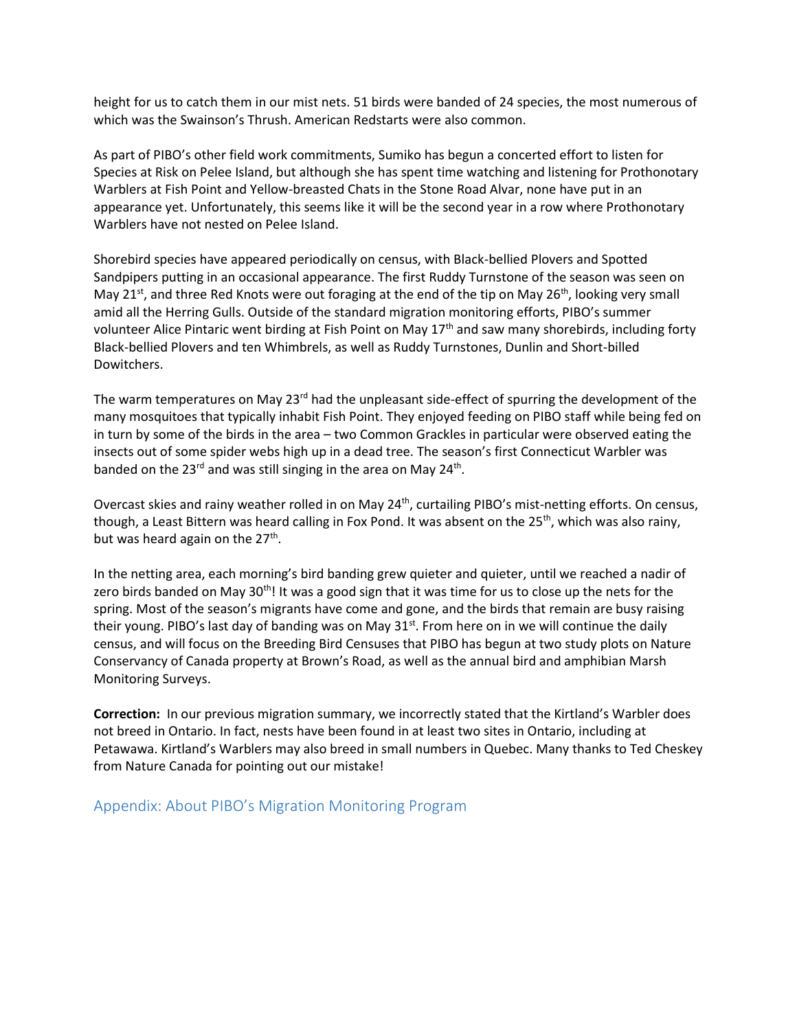height for us to catch them in our mist nets. 51 birds were banded of 24 species, the most numerous of which was the Swainson's Thrush. American Redstarts were also common.

As part of PIBO's other field work commitments, Sumiko has begun a concerted effort to listen for Species at Risk on Pelee Island, but although she has spent time watching and listening for Prothonotary Warblers at Fish Point and Yellow-breasted Chats in the Stone Road Alvar, none have put in an appearance yet. Unfortunately, this seems like it will be the second year in a row where Prothonotary Warblers have not nested on Pelee Island.

Shorebird species have appeared periodically on census, with Black-bellied Plovers and Spotted Sandpipers putting in an occasional appearance. The first Ruddy Turnstone of the season was seen on May 21st, and three Red Knots were out foraging at the end of the tip on May 26th, looking very small amid all the Herring Gulls. Outside of the standard migration monitoring efforts, PIBO's summer volunteer Alice Pintaric went birding at Fish Point on May 17th and saw many shorebirds, including forty Black-bellied Plovers and ten Whimbrels, as well as Ruddy Turnstones, Dunlin and Short-billed Dowitchers.

The warm temperatures on May 23rd had the unpleasant side-effect of spurring the development of the many mosquitoes that typically inhabit Fish Point. They enjoyed feeding on PIBO staff while being fed on in turn by some of the birds in the area – two Common Grackles in particular were observed eating the insects out of some spider webs high up in a dead tree. The season's first Connecticut Warbler was banded on the 23rd and was still singing in the area on May 24th.

Overcast skies and rainy weather rolled in on May 24th, curtailing PIBO's mist-netting efforts. On census, though, a Least Bittern was heard calling in Fox Pond. It was absent on the 25th, which was also rainy, but was heard again on the 27th.

In the netting area, each morning's bird banding grew quieter and quieter, until we reached a nadir of zero birds banded on May 30th! It was a good sign that it was time for us to close up the nets for the spring. Most of the season's migrants have come and gone, and the birds that remain are busy raising their young. PIBO's last day of banding was on May 31st. From here on in we will continue the daily census, and will focus on the Breeding Bird Censuses that PIBO has begun at two study plots on Nature Conservancy of Canada property at Brown's Road, as well as the annual bird and amphibian Marsh Monitoring Surveys.

**Correction:** In our previous migration summary, we incorrectly stated that the Kirtland's Warbler does not breed in Ontario. In fact, nests have been found in at least two sites in Ontario, including at Petawawa. Kirtland's Warblers may also breed in small numbers in Quebec. Many thanks to Ted Cheskey from Nature Canada for pointing out our mistake!

## Appendix: About PIBO's Migration Monitoring Program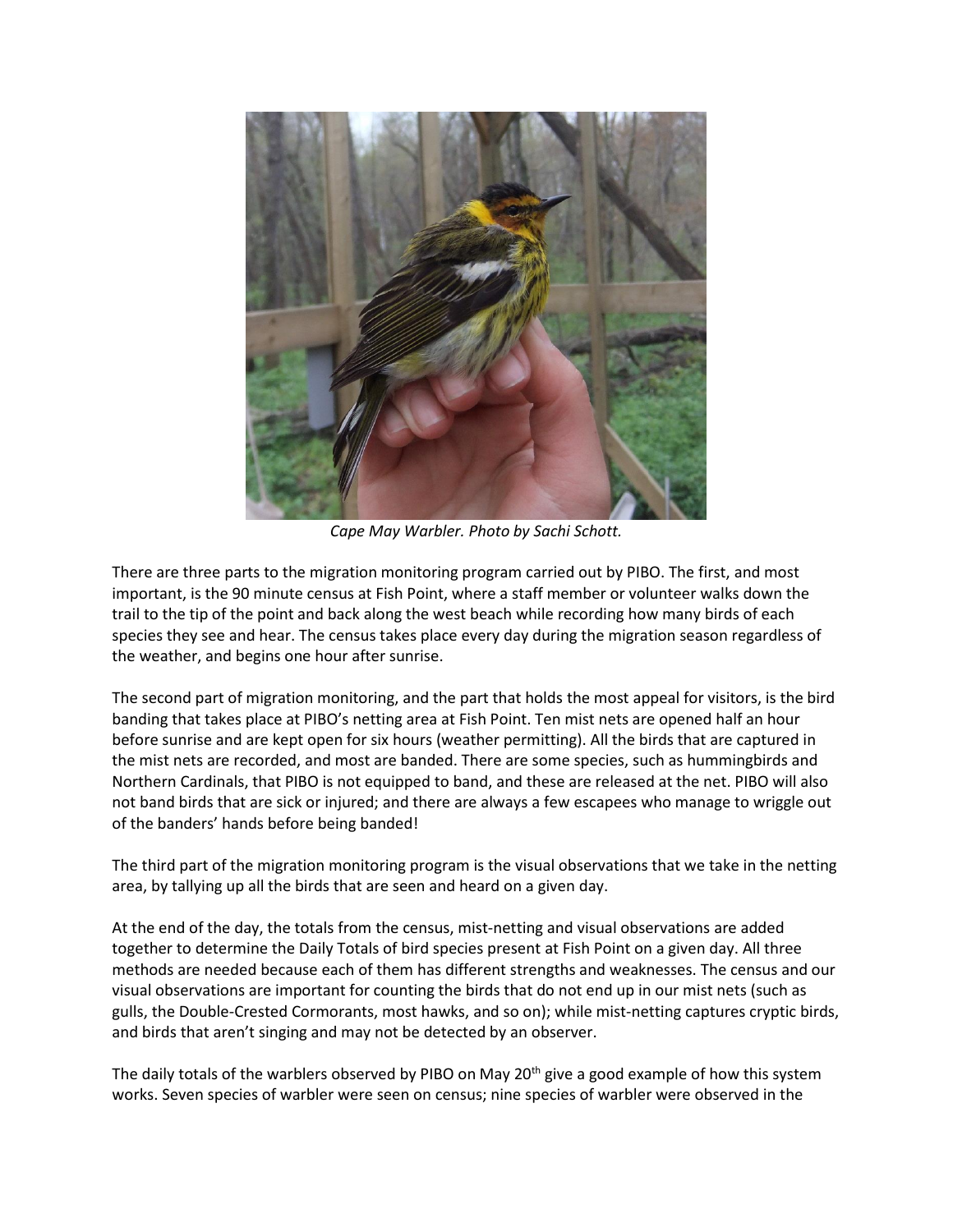*Cape May Warbler. Photo by Sachi Schott.*

There are three parts to the migration monitoring program carried out by PIBO. The first, and most important, is the 90 minute census at Fish Point, where a staff member or volunteer walks down the trail to the tip of the point and back along the west beach while recording how many birds of each species they see and hear. The census takes place every day during the migration season regardless of the weather, and begins one hour after sunrise.

The second part of migration monitoring, and the part that holds the most appeal for visitors, is the bird banding that takes place at PIBO's netting area at Fish Point. Ten mist nets are opened half an hour before sunrise and are kept open for six hours (weather permitting). All the birds that are captured in the mist nets are recorded, and most are banded. There are some species, such as hummingbirds and Northern Cardinals, that PIBO is not equipped to band, and these are released at the net. PIBO will also not band birds that are sick or injured; and there are always a few escapees who manage to wriggle out of the banders' hands before being banded!

The third part of the migration monitoring program is the visual observations that we take in the netting area, by tallying up all the birds that are seen and heard on a given day.

At the end of the day, the totals from the census, mist-netting and visual observations are added together to determine the Daily Totals of bird species present at Fish Point on a given day. All three methods are needed because each of them has different strengths and weaknesses. The census and our visual observations are important for counting the birds that do not end up in our mist nets (such as gulls, the Double-Crested Cormorants, most hawks, and so on); while mist-netting captures cryptic birds, and birds that aren't singing and may not be detected by an observer.

The daily totals of the warblers observed by PIBO on May 20th give a good example of how this system works. Seven species of warbler were seen on census; nine species of warbler were observed in the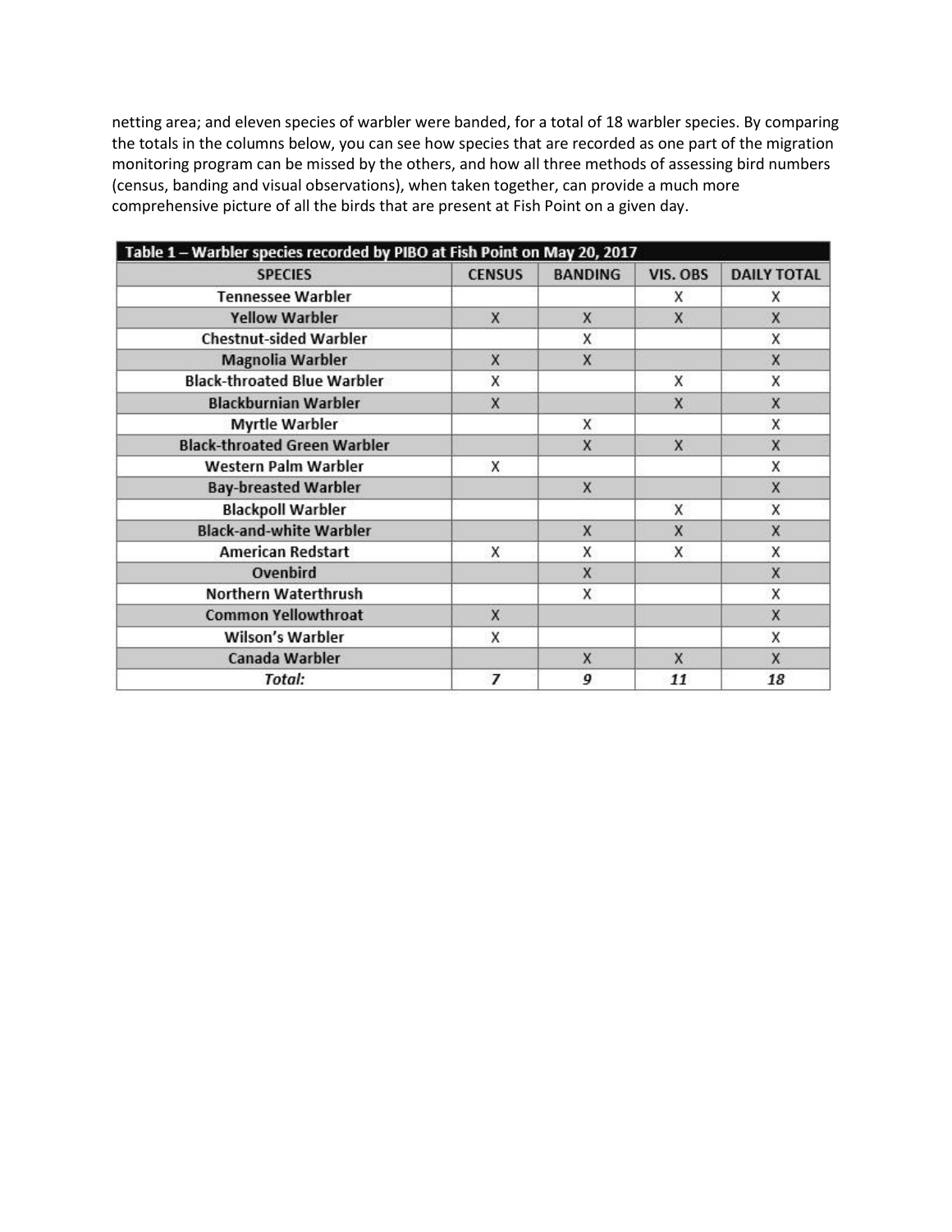netting area; and eleven species of warbler were banded, for a total of 18 warbler species. By comparing the totals in the columns below, you can see how species that are recorded as one part of the migration monitoring program can be missed by the others, and how all three methods of assessing bird numbers (census, banding and visual observations), when taken together, can provide a much more comprehensive picture of all the birds that are present at Fish Point on a given day.

**Table 1 – Warbler species recorded by PIBO at Fish Point on May 20, 2017**

| SPECIES | CENSUS | BANDING | VIS. OBS | DAILY TOTAL |
|---|---|---|---|---|
| Tennessee Warbler | | | X | X |
| Yellow Warbler | X | X | X | X |
| Chestnut-sided Warbler | | X | | X |
| Magnolia Warbler | X | X | | X |
| Black-throated Blue Warbler | X | | X | X |
| Blackburnian Warbler | X | | X | X |
| Myrtle Warbler | | X | | X |
| Black-throated Green Warbler | | X | X | X |
| Western Palm Warbler | X | | | X |
| Bay-breasted Warbler | | X | | X |
| Blackpoll Warbler | | | X | X |
| Black-and-white Warbler | | X | X | X |
| American Redstart | X | X | X | X |
| Ovenbird | | X | | X |
| Northern Waterthrush | | X | | X |
| Common Yellowthroat | X | | | X |
| Wilson's Warbler | X | | | X |
| Canada Warbler | | X | X | X |
| *Total:* | *7* | *9* | *11* | *18* |